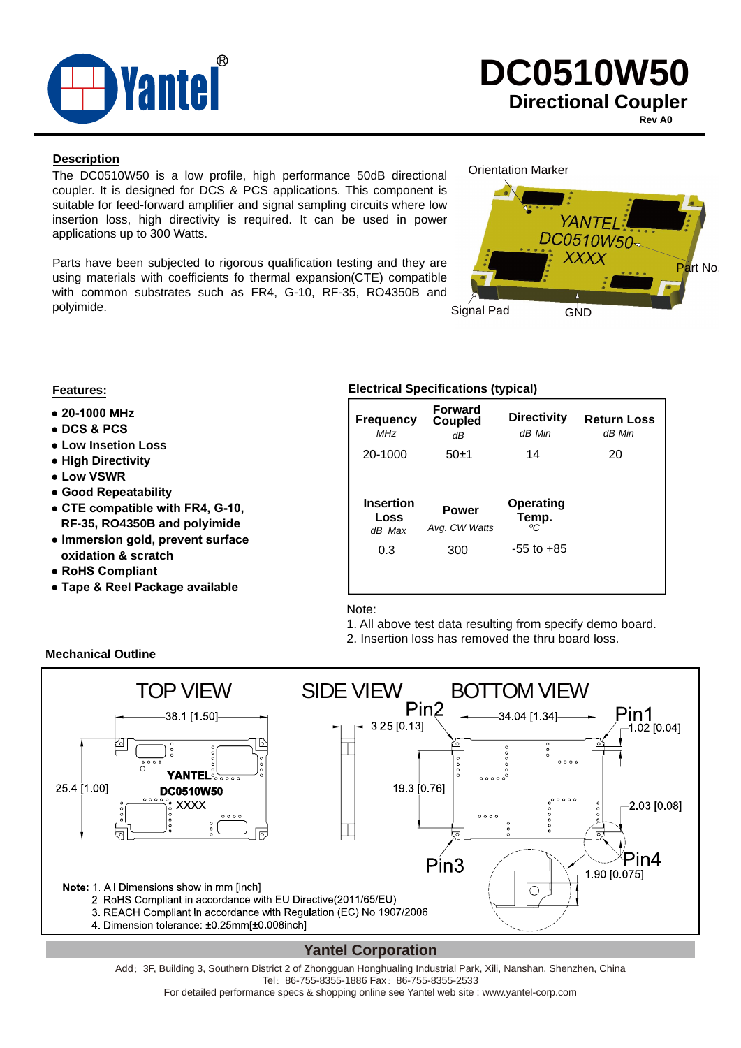# DC0510W50

## Directional Coupler

Rev A0

### Description

The DC0510W50 is a low profile, high performance 50dB directional coupler. It is designed for DCS & PCS applications. This component is suitable for feed-forward amplifier and signal sampling circuits where low insertion loss, high directivity is required. It can be used in power applications up to 300 Watts.

Parts have been subjected to rigorous qualification testing and they are using materials with coefficients fo thermal expansion(CTE) compatible with common substrates such as FR4, G-10, RF-35, RO4350B and polyimide.

Orientation Marker

Part No

Signal Pad

GND

### Features:

- 20-1000 MHz
- DCS & PCS
- Low Insetion Loss
- High Directivity
- Low VSWR
- Good Repeatability
- CTE compatible with FR4, G-10, RF-35, RO4350B and polyimide
- Immersion gold, prevent surface oxidation & scratch
- RoHS Compliant
- Tape & Reel Package available

### Electrical Specifications (typical)

| Frequency MHz | Forward Coupled dB | Directivity dB Min | Return Loss dB Min |
|---|---|---|---|
| 20-1000 | 50±1 | 14 | 20 |

| Insertion Loss dB Max | Power Avg. CW Watts | Operating Temp. ºC |
|---|---|---|
| 0.3 | 300 | -55 to +85 |

Note:
1. All above test data resulting from specify demo board.
2. Insertion loss has removed the thru board loss.

### Mechanical Outline

TOP VIEW — SIDE VIEW — BOTTOM VIEW

38.1 [1.50], 25.4 [1.00], 3.25 [0.13], 19.3 [0.76], 34.04 [1.34], 1.02 [0.04], 2.03 [0.08], 1.90 [0.075]

Pin1, Pin2, Pin3, Pin4

YANTEL DC0510W50 XXXX

**Note:** 1. All Dimensions show in mm [inch]
2. RoHS Compliant in accordance with EU Directive(2011/65/EU)
3. REACH Compliant in accordance with Regulation (EC) No 1907/2006
4. Dimension tolerance: ±0.25mm[±0.008inch]

**Yantel Corporation**

Add：3F, Building 3, Southern District 2 of Zhongguan Honghualing Industrial Park, Xili, Nanshan, Shenzhen, China
Tel：86-755-8355-1886 Fax：86-755-8355-2533
For detailed performance specs & shopping online see Yantel web site : www.yantel-corp.com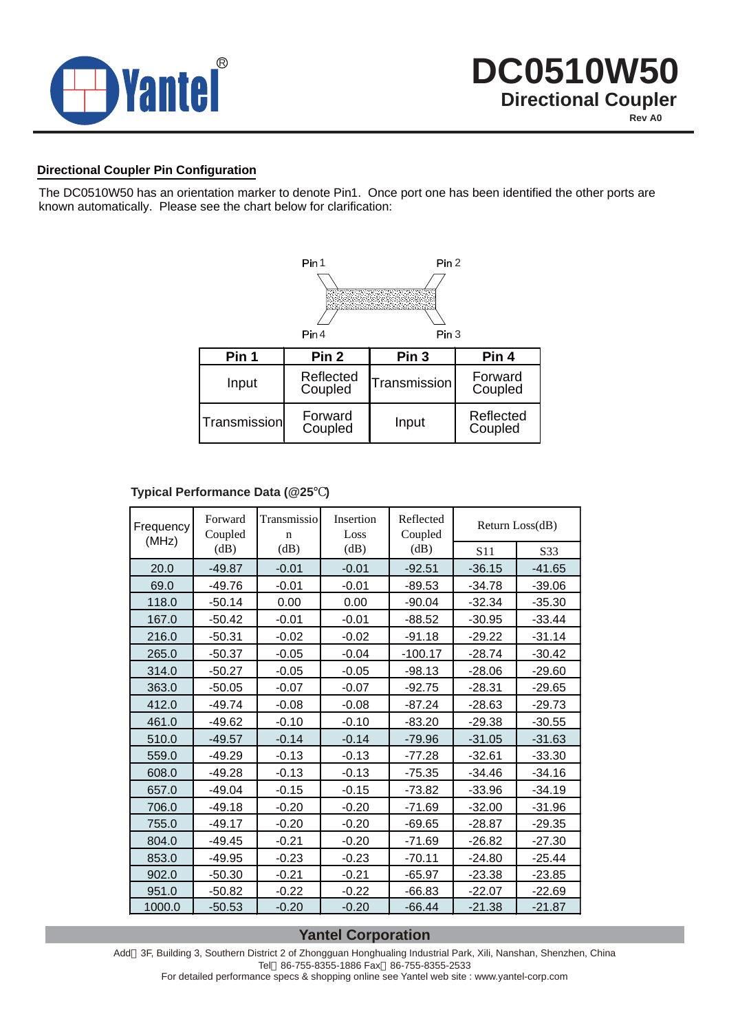**DC0510W50**
**Directional Coupler**
Rev A0

## Directional Coupler Pin Configuration

The DC0510W50 has an orientation marker to denote Pin1. Once port one has been identified the other ports are known automatically. Please see the chart below for clarification:

Pin 1　　Pin 2

Pin 4　　Pin 3

| Pin 1 | Pin 2 | Pin 3 | Pin 4 |
|---|---|---|---|
| Input | Reflected Coupled | Transmission | Forward Coupled |
| Transmission | Forward Coupled | Input | Reflected Coupled |

**Typical Performance Data (@25℃)**

| Frequency (MHz) | Forward Coupled (dB) | Transmission (dB) | Insertion Loss (dB) | Reflected Coupled (dB) | Return Loss(dB) | |
|---|---|---|---|---|---|---|
| | | | | | S11 | S33 |
| 20.0 | -49.87 | -0.01 | -0.01 | -92.51 | -36.15 | -41.65 |
| 69.0 | -49.76 | -0.01 | -0.01 | -89.53 | -34.78 | -39.06 |
| 118.0 | -50.14 | 0.00 | 0.00 | -90.04 | -32.34 | -35.30 |
| 167.0 | -50.42 | -0.01 | -0.01 | -88.52 | -30.95 | -33.44 |
| 216.0 | -50.31 | -0.02 | -0.02 | -91.18 | -29.22 | -31.14 |
| 265.0 | -50.37 | -0.05 | -0.04 | -100.17 | -28.74 | -30.42 |
| 314.0 | -50.27 | -0.05 | -0.05 | -98.13 | -28.06 | -29.60 |
| 363.0 | -50.05 | -0.07 | -0.07 | -92.75 | -28.31 | -29.65 |
| 412.0 | -49.74 | -0.08 | -0.08 | -87.24 | -28.63 | -29.73 |
| 461.0 | -49.62 | -0.10 | -0.10 | -83.20 | -29.38 | -30.55 |
| 510.0 | -49.57 | -0.14 | -0.14 | -79.96 | -31.05 | -31.63 |
| 559.0 | -49.29 | -0.13 | -0.13 | -77.28 | -32.61 | -33.30 |
| 608.0 | -49.28 | -0.13 | -0.13 | -75.35 | -34.46 | -34.16 |
| 657.0 | -49.04 | -0.15 | -0.15 | -73.82 | -33.96 | -34.19 |
| 706.0 | -49.18 | -0.20 | -0.20 | -71.69 | -32.00 | -31.96 |
| 755.0 | -49.17 | -0.20 | -0.20 | -69.65 | -28.87 | -29.35 |
| 804.0 | -49.45 | -0.21 | -0.20 | -71.69 | -26.82 | -27.30 |
| 853.0 | -49.95 | -0.23 | -0.23 | -70.11 | -24.80 | -25.44 |
| 902.0 | -50.30 | -0.21 | -0.21 | -65.97 | -23.38 | -23.85 |
| 951.0 | -50.82 | -0.22 | -0.22 | -66.83 | -22.07 | -22.69 |
| 1000.0 | -50.53 | -0.20 | -0.20 | -66.44 | -21.38 | -21.87 |

**Yantel Corporation**

Add：3F, Building 3, Southern District 2 of Zhongguan Honghualing Industrial Park, Xili, Nanshan, Shenzhen, China
Tel：86-755-8355-1886 Fax：86-755-8355-2533
For detailed performance specs & shopping online see Yantel web site : www.yantel-corp.com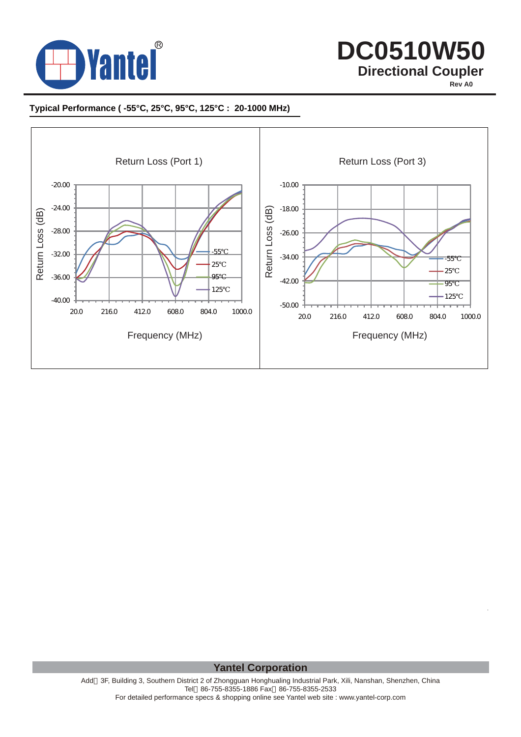## Typical Performance ( -55°C, 25°C, 95°C, 125°C : 20-1000 MHz)

Return Loss (Port 1)

Return Loss (dB)

-20.00
-24.00
-28.00
-32.00
-36.00
-40.00

20.0 216.0 412.0 608.0 804.0 1000.0

Frequency (MHz)

-55℃
25℃
95℃
125℃

Return Loss (Port 3)

Return Loss (dB)

-10.00
-18.00
-26.00
-34.00
-42.00
-50.00

20.0 216.0 412.0 608.0 804.0 1000.0

Frequency (MHz)

-55℃
25℃
95℃
125℃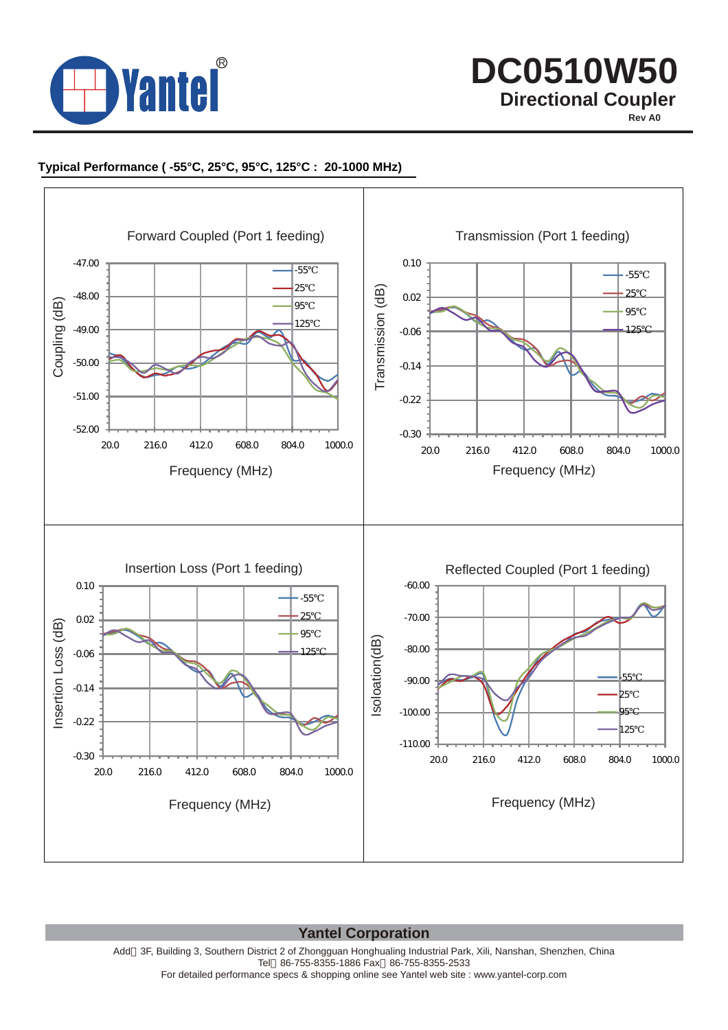# DC0510W50

## Directional Coupler

Rev A0

**Typical Performance ( -55°C, 25°C, 95°C, 125°C : 20-1000 MHz)**

Forward Coupled (Port 1 feeding)

Coupling (dB) vs. Frequency (MHz) — -55℃, 25℃, 95℃, 125℃

Transmission (Port 1 feeding)

Transmission (dB) vs. Frequency (MHz) — -55℃, 25℃, 95℃, 125℃

Insertion Loss (Port 1 feeding)

Insertion Loss (dB) vs. Frequency (MHz) — -55℃, 25℃, 95℃, 125℃

Reflected Coupled (Port 1 feeding)

Isoloation(dB) vs. Frequency (MHz) — -55℃, 25℃, 95℃, 125℃

**Yantel Corporation**

Add：3F, Building 3, Southern District 2 of Zhongguan Honghualing Industrial Park, Xili, Nanshan, Shenzhen, China
Tel：86-755-8355-1886 Fax：86-755-8355-2533
For detailed performance specs & shopping online see Yantel web site : www.yantel-corp.com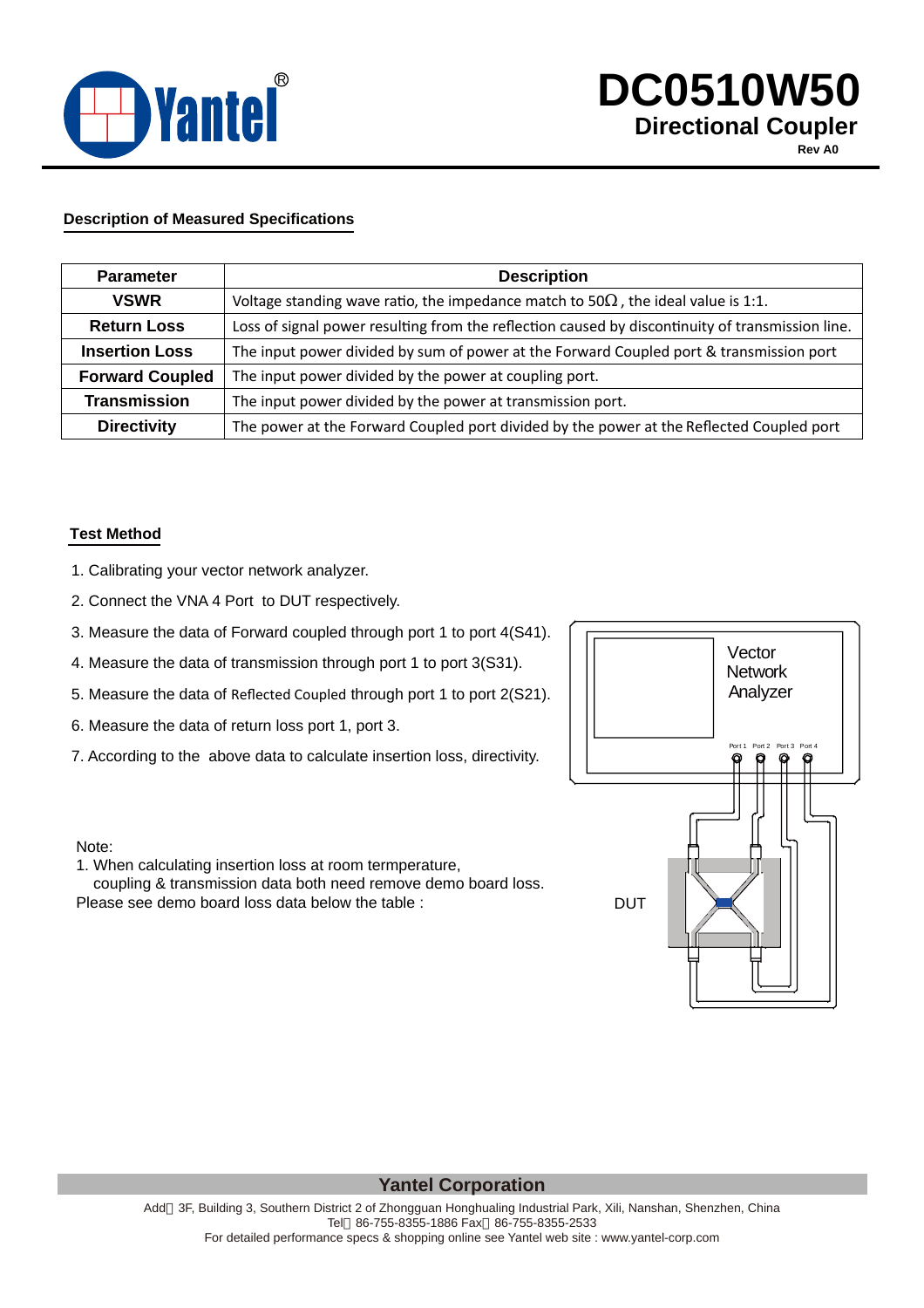# DC0510W50

## Directional Coupler

Rev A0

### Description of Measured Specifications

| Parameter | Description |
|---|---|
| VSWR | Voltage standing wave ratio, the impedance match to 50Ω, the ideal value is 1:1. |
| Return Loss | Loss of signal power resulting from the reflection caused by discontinuity of transmission line. |
| Insertion Loss | The input power divided by sum of power at the Forward Coupled port & transmission port |
| Forward Coupled | The input power divided by the power at coupling port. |
| Transmission | The input power divided by the power at transmission port. |
| Directivity | The power at the Forward Coupled port divided by the power at the Reflected Coupled port |

### Test Method

1. Calibrating your vector network analyzer.
2. Connect the VNA 4 Port to DUT respectively.
3. Measure the data of Forward coupled through port 1 to port 4(S41).
4. Measure the data of transmission through port 1 to port 3(S31).
5. Measure the data of Reflected Coupled through port 1 to port 2(S21).
6. Measure the data of return loss port 1, port 3.
7. According to the above data to calculate insertion loss, directivity.

Vector Network Analyzer

Port 1 Port 2 Port 3 Port 4

DUT

Note:

1. When calculating insertion loss at room termperature, coupling & transmission data both need remove demo board loss.

Please see demo board loss data below the table :

**Yantel Corporation**

Add：3F, Building 3, Southern District 2 of Zhongguan Honghualing Industrial Park, Xili, Nanshan, Shenzhen, China
Tel：86-755-8355-1886 Fax：86-755-8355-2533
For detailed performance specs & shopping online see Yantel web site : www.yantel-corp.com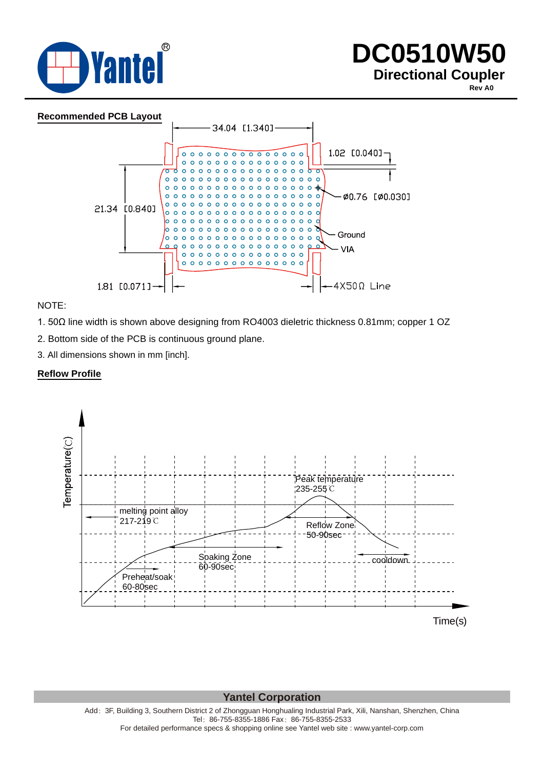# DC0510W50

## Directional Coupler

Rev A0

### Recommended PCB Layout

34.04 [1.340]

1.02 [0.040]

21.34 [0.840]

ø0.76 [ø0.030]

Ground

VIA

1.81 [0.071]

4X50Ω Line

NOTE:

1. 50Ω line width is shown above designing from RO4003 dieletric thickness 0.81mm; copper 1 OZ
2. Bottom side of the PCB is continuous ground plane.
3. All dimensions shown in mm [inch].

### Reflow Profile

Temperature(℃)

Peak temperature 235-255℃

melting point alloy 217-219℃

Reflow Zone 50-90sec

Soaking Zone 60-90sec

cooldown

Preheat/soak 60-80sec

Time(s)

**Yantel Corporation**

Add: 3F, Building 3, Southern District 2 of Zhongguan Honghualing Industrial Park, Xili, Nanshan, Shenzhen, China
Tel: 86-755-8355-1886 Fax: 86-755-8355-2533
For detailed performance specs & shopping online see Yantel web site : www.yantel-corp.com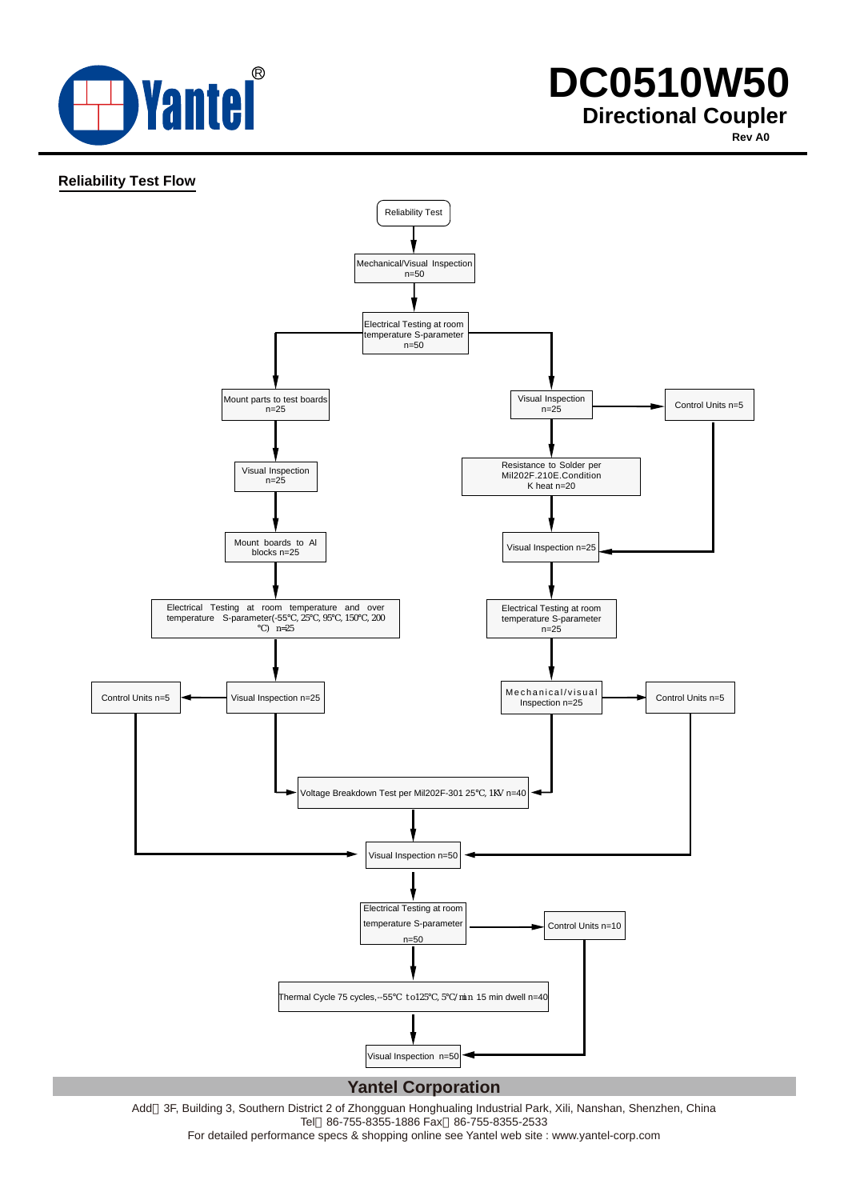## Reliability Test Flow

Reliability Test

Mechanical/Visual Inspection n=50

Electrical Testing at room temperature S-parameter n=50

Mount parts to test boards n=25

Visual Inspection n=25

Control Units n=5

Visual Inspection n=25

Resistance to Solder per Mil202F.210E.Condition K heat n=20

Mount boards to Al blocks n=25

Visual Inspection n=25

Electrical Testing at room temperature and over temperature S-parameter(-55℃, 25℃, 95℃, 150℃, 200℃) n=25

Electrical Testing at room temperature S-parameter n=25

Control Units n=5

Visual Inspection n=25

Mechanical/visual Inspection n=25

Control Units n=5

Voltage Breakdown Test per Mil202F-301 25℃, 1KV n=40

Visual Inspection n=50

Electrical Testing at room temperature S-parameter n=50

Control Units n=10

Thermal Cycle 75 cycles, -55℃ to125℃, 5℃/min 15 min dwell n=40

Visual Inspection n=50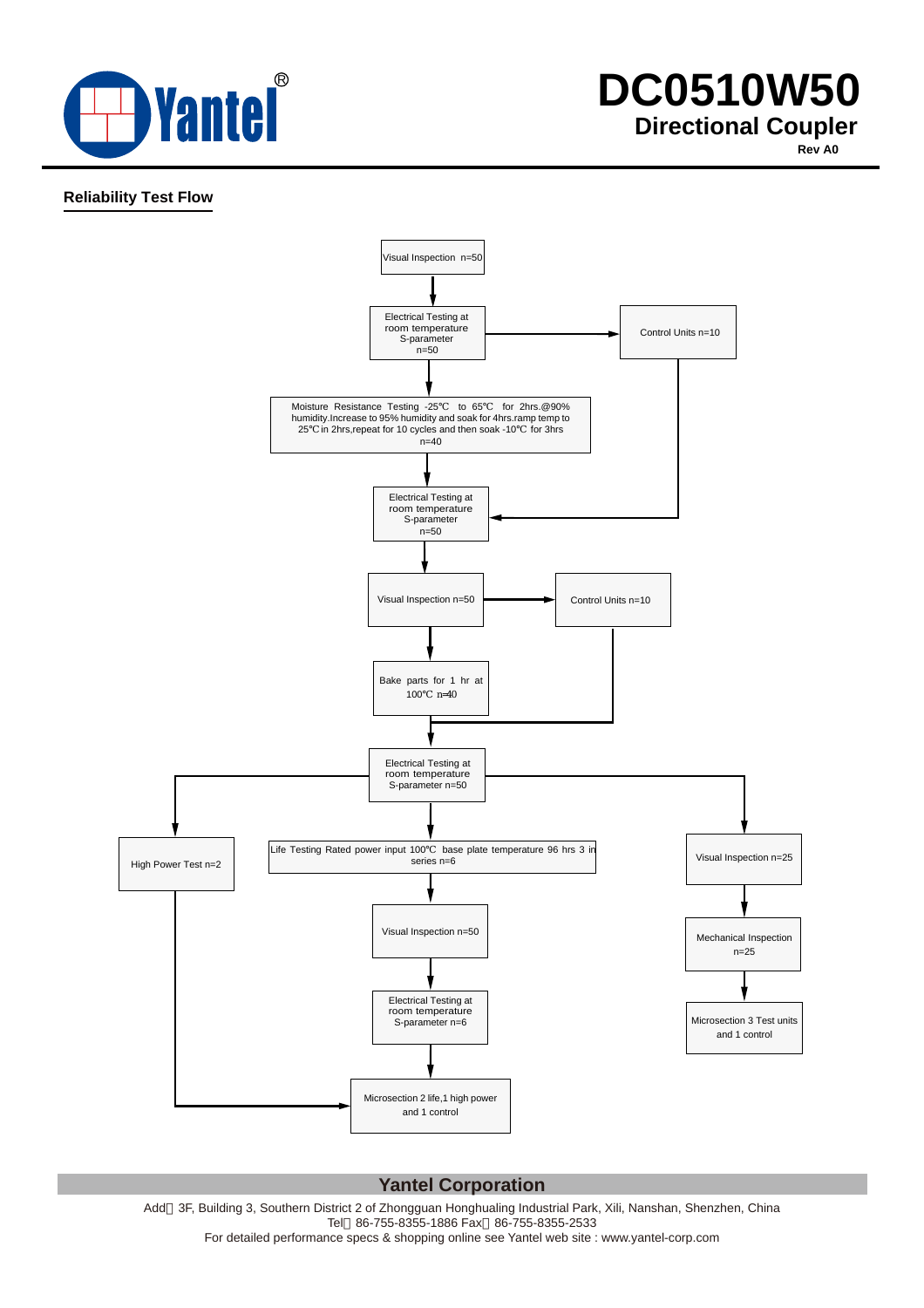# DC0510W50

## Directional Coupler

Rev A0

### Reliability Test Flow

Visual Inspection n=50

Electrical Testing at room temperature S-parameter n=50

Control Units n=10

Moisture Resistance Testing -25℃ to 65℃ for 2hrs.@90% humidity.Increase to 95% humidity and soak for 4hrs.ramp temp to 25℃ in 2hrs,repeat for 10 cycles and then soak -10℃ for 3hrs n=40

Electrical Testing at room temperature S-parameter n=50

Visual Inspection n=50

Control Units n=10

Bake parts for 1 hr at 100℃ n=40

Electrical Testing at room temperature S-parameter n=50

High Power Test n=2

Life Testing Rated power input 100℃ base plate temperature 96 hrs 3 in series n=6

Visual Inspection n=25

Visual Inspection n=50

Mechanical Inspection n=25

Electrical Testing at room temperature S-parameter n=6

Microsection 3 Test units and 1 control

Microsection 2 life,1 high power and 1 control

**Yantel Corporation**

Add：3F, Building 3, Southern District 2 of Zhongguan Honghualing Industrial Park, Xili, Nanshan, Shenzhen, China
Tel：86-755-8355-1886 Fax：86-755-8355-2533
For detailed performance specs & shopping online see Yantel web site : www.yantel-corp.com